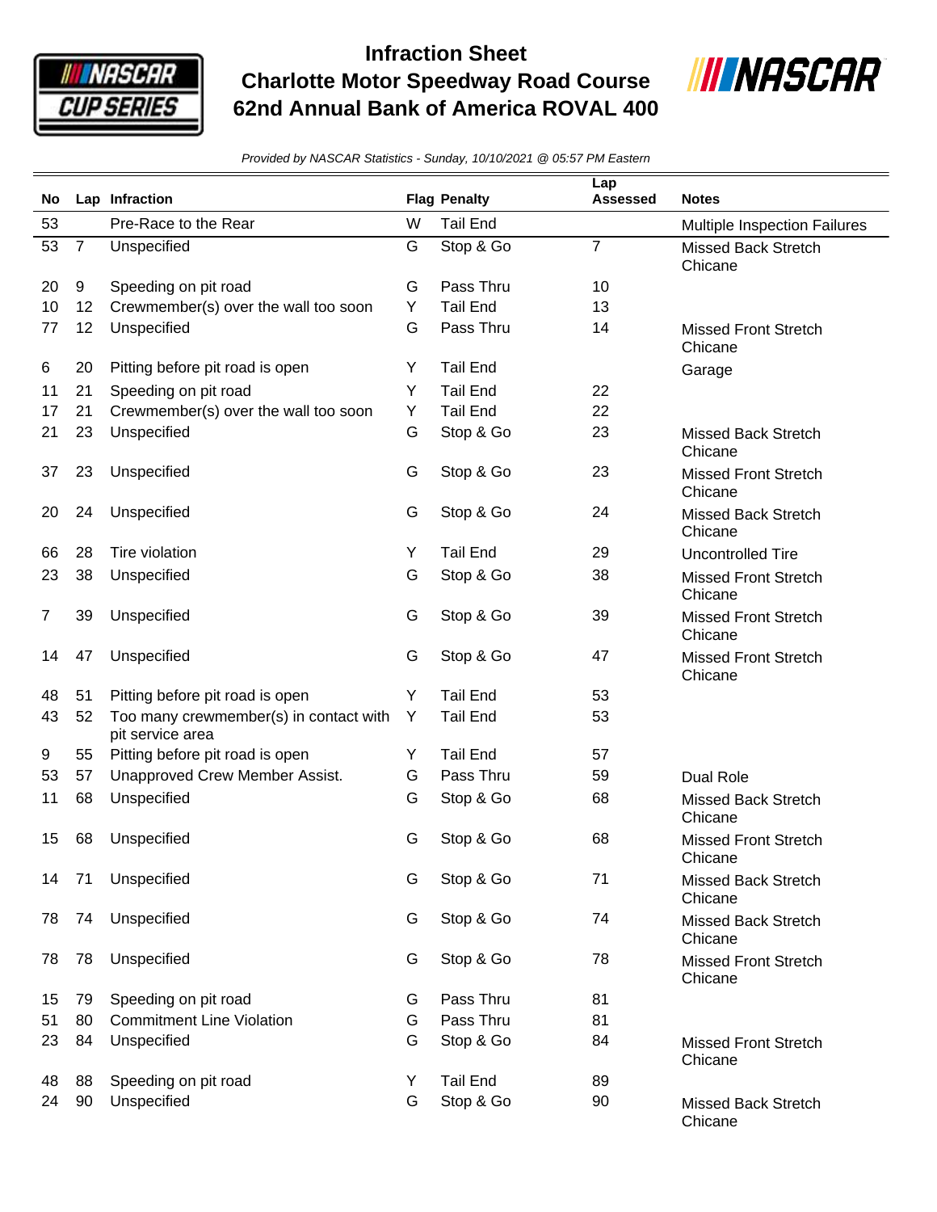# Infraction Sheet
# Charlotte Motor Speedway Road Course
# 62nd Annual Bank of America ROVAL 400

*Provided by NASCAR Statistics - Sunday, 10/10/2021 @ 05:57 PM Eastern*

| No | Lap | Infraction | Flag | Penalty | Lap Assessed | Notes |
|---|---|---|---|---|---|---|
| 53 | | Pre-Race to the Rear | W | Tail End | | Multiple Inspection Failures |
| 53 | 7 | Unspecified | G | Stop & Go | 7 | Missed Back Stretch Chicane |
| 20 | 9 | Speeding on pit road | G | Pass Thru | 10 | |
| 10 | 12 | Crewmember(s) over the wall too soon | Y | Tail End | 13 | |
| 77 | 12 | Unspecified | G | Pass Thru | 14 | Missed Front Stretch Chicane |
| 6 | 20 | Pitting before pit road is open | Y | Tail End | | Garage |
| 11 | 21 | Speeding on pit road | Y | Tail End | 22 | |
| 17 | 21 | Crewmember(s) over the wall too soon | Y | Tail End | 22 | |
| 21 | 23 | Unspecified | G | Stop & Go | 23 | Missed Back Stretch Chicane |
| 37 | 23 | Unspecified | G | Stop & Go | 23 | Missed Front Stretch Chicane |
| 20 | 24 | Unspecified | G | Stop & Go | 24 | Missed Back Stretch Chicane |
| 66 | 28 | Tire violation | Y | Tail End | 29 | Uncontrolled Tire |
| 23 | 38 | Unspecified | G | Stop & Go | 38 | Missed Front Stretch Chicane |
| 7 | 39 | Unspecified | G | Stop & Go | 39 | Missed Front Stretch Chicane |
| 14 | 47 | Unspecified | G | Stop & Go | 47 | Missed Front Stretch Chicane |
| 48 | 51 | Pitting before pit road is open | Y | Tail End | 53 | |
| 43 | 52 | Too many crewmember(s) in contact with pit service area | Y | Tail End | 53 | |
| 9 | 55 | Pitting before pit road is open | Y | Tail End | 57 | |
| 53 | 57 | Unapproved Crew Member Assist. | G | Pass Thru | 59 | Dual Role |
| 11 | 68 | Unspecified | G | Stop & Go | 68 | Missed Back Stretch Chicane |
| 15 | 68 | Unspecified | G | Stop & Go | 68 | Missed Front Stretch Chicane |
| 14 | 71 | Unspecified | G | Stop & Go | 71 | Missed Back Stretch Chicane |
| 78 | 74 | Unspecified | G | Stop & Go | 74 | Missed Back Stretch Chicane |
| 78 | 78 | Unspecified | G | Stop & Go | 78 | Missed Front Stretch Chicane |
| 15 | 79 | Speeding on pit road | G | Pass Thru | 81 | |
| 51 | 80 | Commitment Line Violation | G | Pass Thru | 81 | |
| 23 | 84 | Unspecified | G | Stop & Go | 84 | Missed Front Stretch Chicane |
| 48 | 88 | Speeding on pit road | Y | Tail End | 89 | |
| 24 | 90 | Unspecified | G | Stop & Go | 90 | Missed Back Stretch Chicane |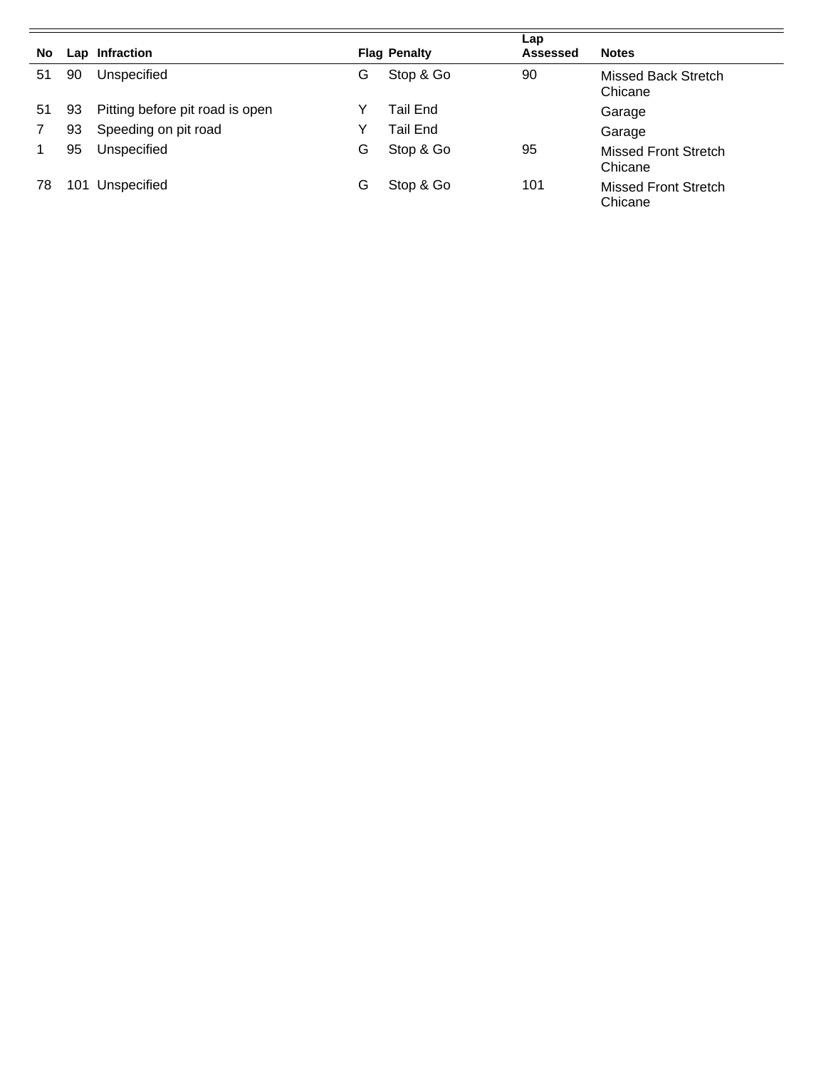| No | Lap | Infraction | Flag | Penalty | Lap Assessed | Notes |
|---|---|---|---|---|---|---|
| 51 | 90 | Unspecified | G | Stop & Go | 90 | Missed Back Stretch Chicane |
| 51 | 93 | Pitting before pit road is open | Y | Tail End | | Garage |
| 7 | 93 | Speeding on pit road | Y | Tail End | | Garage |
| 1 | 95 | Unspecified | G | Stop & Go | 95 | Missed Front Stretch Chicane |
| 78 | 101 | Unspecified | G | Stop & Go | 101 | Missed Front Stretch Chicane |